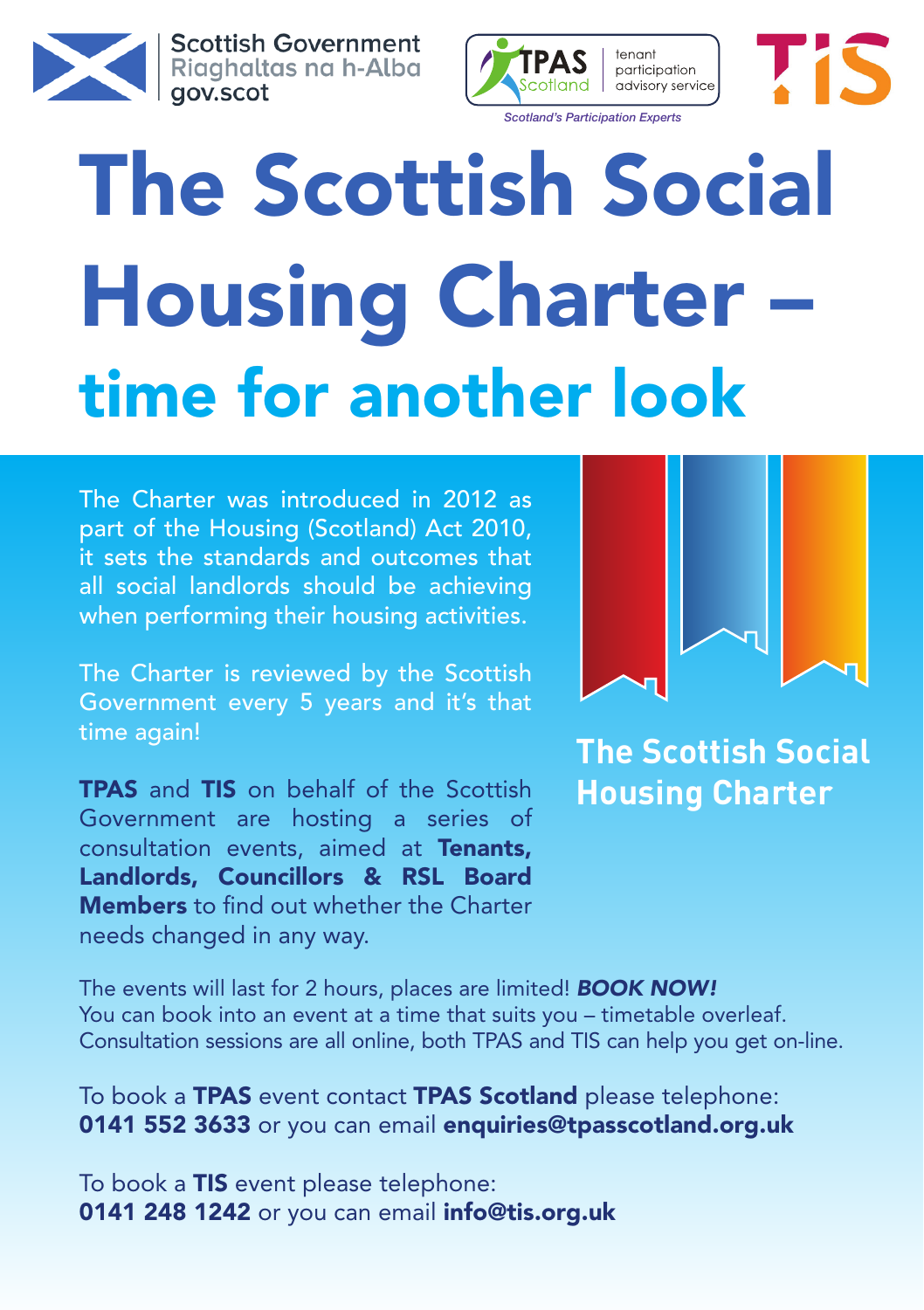Scottish Government
Riaghaltas na h-Alba
gov.scot

TPAS Scotland | tenant participation advisory service
*Scotland's Participation Experts*

TIS

# The Scottish Social Housing Charter –
## time for another look

The Charter was introduced in 2012 as part of the Housing (Scotland) Act 2010, it sets the standards and outcomes that all social landlords should be achieving when performing their housing activities.

The Charter is reviewed by the Scottish Government every 5 years and it's that time again!

**TPAS** and **TIS** on behalf of the Scottish Government are hosting a series of consultation events, aimed at **Tenants, Landlords, Councillors & RSL Board Members** to find out whether the Charter needs changed in any way.

**The Scottish Social Housing Charter**

The events will last for 2 hours, places are limited! ***BOOK NOW!***
You can book into an event at a time that suits you – timetable overleaf.
Consultation sessions are all online, both TPAS and TIS can help you get on-line.

To book a **TPAS** event contact **TPAS Scotland** please telephone:
**0141 552 3633** or you can email **enquiries@tpasscotland.org.uk**

To book a **TIS** event please telephone:
**0141 248 1242** or you can email **info@tis.org.uk**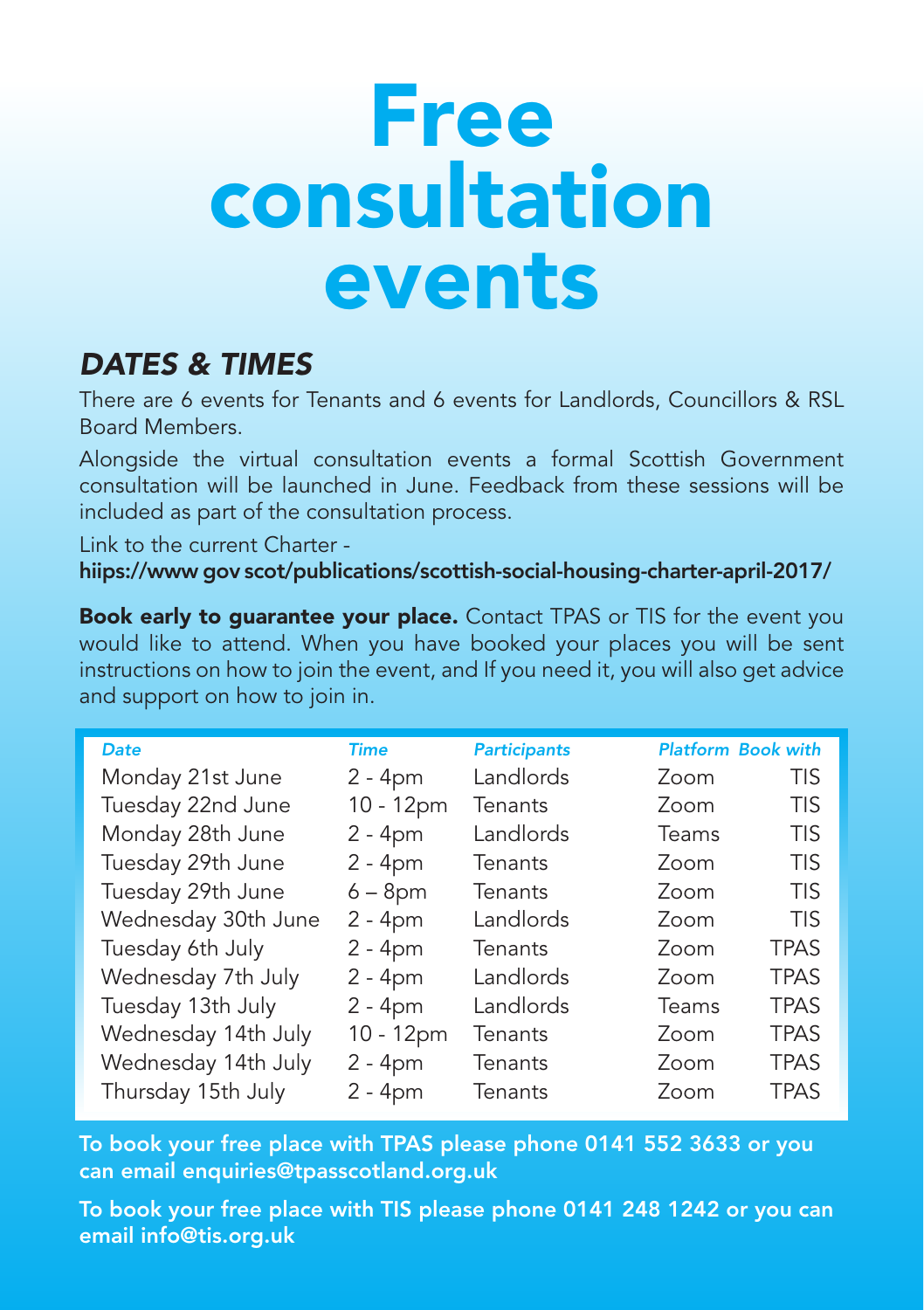# Free consultation events

## *DATES & TIMES*

There are 6 events for Tenants and 6 events for Landlords, Councillors & RSL Board Members.

Alongside the virtual consultation events a formal Scottish Government consultation will be launched in June. Feedback from these sessions will be included as part of the consultation process.

Link to the current Charter -
**hiips://www gov scot/publications/scottish-social-housing-charter-april-2017/**

**Book early to guarantee your place.** Contact TPAS or TIS for the event you would like to attend. When you have booked your places you will be sent instructions on how to join the event, and If you need it, you will also get advice and support on how to join in.

| *Date* | *Time* | *Participants* | *Platform* | *Book with* |
|---|---|---|---|---|
| Monday 21st June | 2 - 4pm | Landlords | Zoom | TIS |
| Tuesday 22nd June | 10 - 12pm | Tenants | Zoom | TIS |
| Monday 28th June | 2 - 4pm | Landlords | Teams | TIS |
| Tuesday 29th June | 2 - 4pm | Tenants | Zoom | TIS |
| Tuesday 29th June | 6 – 8pm | Tenants | Zoom | TIS |
| Wednesday 30th June | 2 - 4pm | Landlords | Zoom | TIS |
| Tuesday 6th July | 2 - 4pm | Tenants | Zoom | TPAS |
| Wednesday 7th July | 2 - 4pm | Landlords | Zoom | TPAS |
| Tuesday 13th July | 2 - 4pm | Landlords | Teams | TPAS |
| Wednesday 14th July | 10 - 12pm | Tenants | Zoom | TPAS |
| Wednesday 14th July | 2 - 4pm | Tenants | Zoom | TPAS |
| Thursday 15th July | 2 - 4pm | Tenants | Zoom | TPAS |

**To book your free place with TPAS please phone 0141 552 3633 or you can email enquiries@tpasscotland.org.uk**

**To book your free place with TIS please phone 0141 248 1242 or you can email info@tis.org.uk**